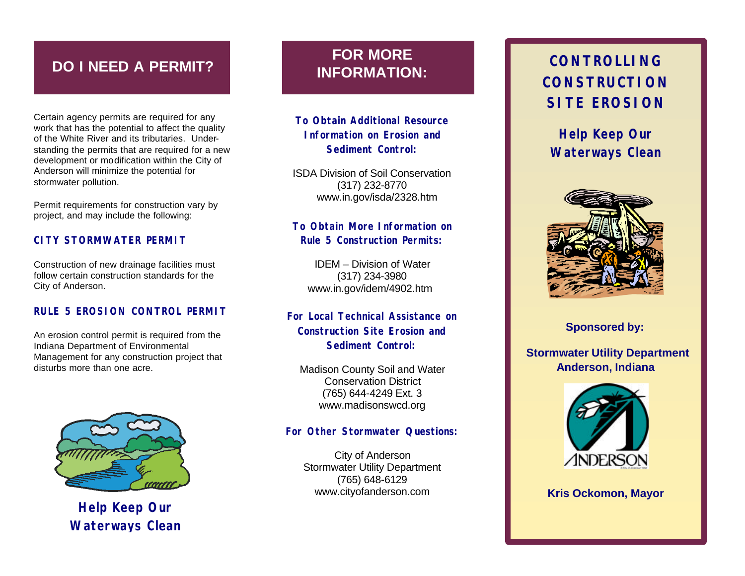## DO I NEED A PERMIT?

Certain agency permits are required for any work that has the potential to affect the quality of the White River and its tributaries. Understanding the permits that are required for a new development or modification within the City of Anderson will minimize the potential for stormwater pollution.

Permit requirements for construction vary by project, and may include the following:

### CITY STORMWATER PERMIT

Construction of new drainage facilities must follow certain construction standards for the City of Anderson.

### RULE 5 EROSION CONTROL PERMIT

An erosion control permit is required from the Indiana Department of Environmental Management for any construction project that disturbs more than one acre.

**Help Keep Our Waterways Clean**

## FOR MORE INFORMATION:

**To Obtain Additional Resource Information on Erosion and Sediment Control:**

ISDA Division of Soil Conservation
(317) 232-8770
www.in.gov/isda/2328.htm

**To Obtain More Information on Rule 5 Construction Permits:**

IDEM – Division of Water
(317) 234-3980
www.in.gov/idem/4902.htm

**For Local Technical Assistance on Construction Site Erosion and Sediment Control:**

Madison County Soil and Water Conservation District
(765) 644-4249 Ext. 3
www.madisonswcd.org

**For Other Stormwater Questions:**

City of Anderson
Stormwater Utility Department
(765) 648-6129
www.cityofanderson.com

# CONTROLLING CONSTRUCTION SITE EROSION

## Help Keep Our Waterways Clean

**Sponsored by:**

**Stormwater Utility Department**
**Anderson, Indiana**

ANDERSON

**Kris Ockomon, Mayor**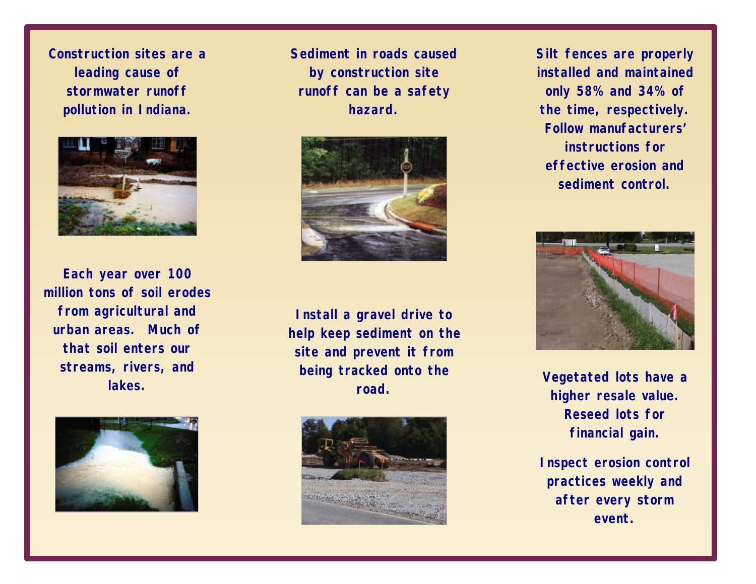Construction sites are a leading cause of stormwater runoff pollution in Indiana.

Each year over 100 million tons of soil erodes from agricultural and urban areas. Much of that soil enters our streams, rivers, and lakes.

Sediment in roads caused by construction site runoff can be a safety hazard.

Install a gravel drive to help keep sediment on the site and prevent it from being tracked onto the road.

Silt fences are properly installed and maintained only 58% and 34% of the time, respectively. Follow manufacturers' instructions for effective erosion and sediment control.

Vegetated lots have a higher resale value. Reseed lots for financial gain.

Inspect erosion control practices weekly and after every storm event.